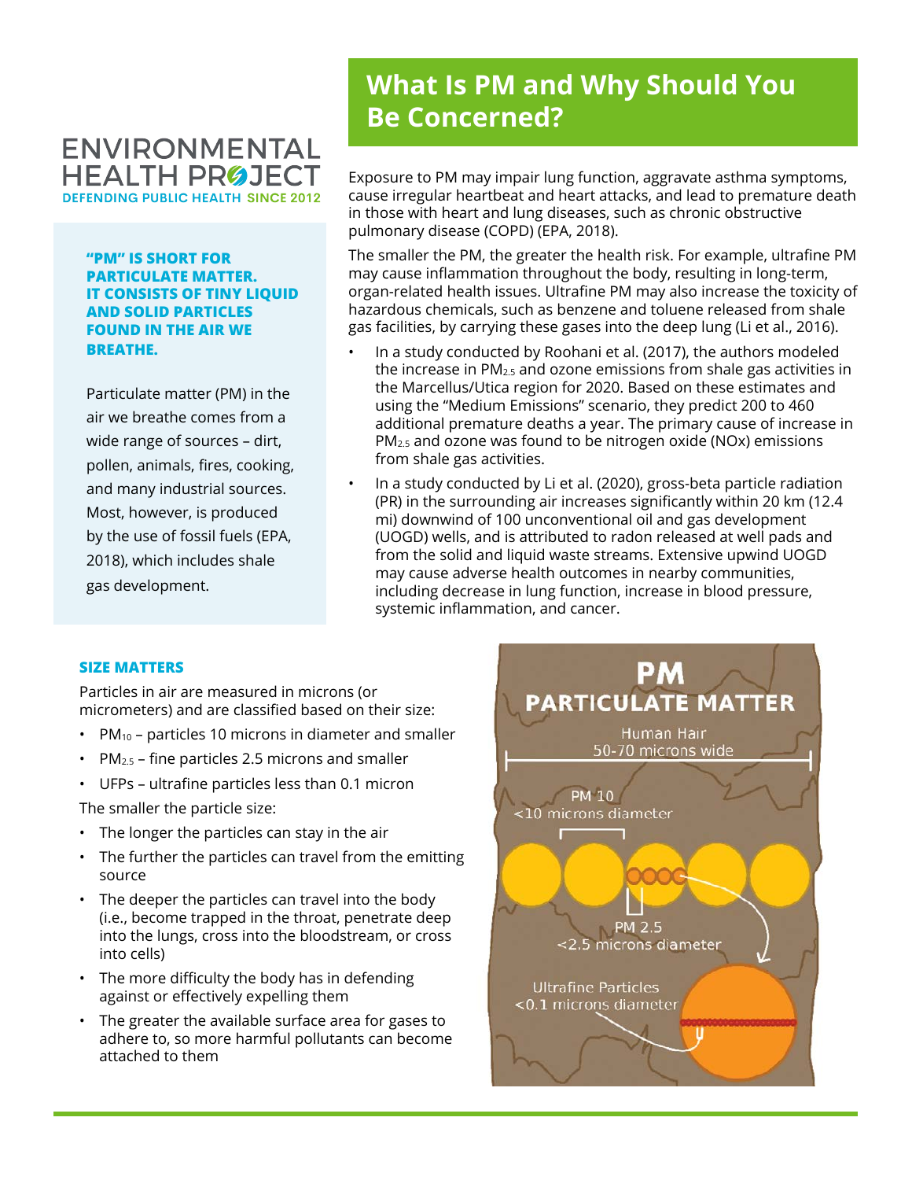ENVIRONMENTAL HEALTH PROJECT
DEFENDING PUBLIC HEALTH SINCE 2012

**"PM" IS SHORT FOR PARTICULATE MATTER. IT CONSISTS OF TINY LIQUID AND SOLID PARTICLES FOUND IN THE AIR WE BREATHE.**

Particulate matter (PM) in the air we breathe comes from a wide range of sources – dirt, pollen, animals, fires, cooking, and many industrial sources. Most, however, is produced by the use of fossil fuels (EPA, 2018), which includes shale gas development.

# What Is PM and Why Should You Be Concerned?

Exposure to PM may impair lung function, aggravate asthma symptoms, cause irregular heartbeat and heart attacks, and lead to premature death in those with heart and lung diseases, such as chronic obstructive pulmonary disease (COPD) (EPA, 2018).

The smaller the PM, the greater the health risk. For example, ultrafine PM may cause inflammation throughout the body, resulting in long-term, organ-related health issues. Ultrafine PM may also increase the toxicity of hazardous chemicals, such as benzene and toluene released from shale gas facilities, by carrying these gases into the deep lung (Li et al., 2016).

- In a study conducted by Roohani et al. (2017), the authors modeled the increase in $PM_{2.5}$ and ozone emissions from shale gas activities in the Marcellus/Utica region for 2020. Based on these estimates and using the "Medium Emissions" scenario, they predict 200 to 460 additional premature deaths a year. The primary cause of increase in $PM_{2.5}$ and ozone was found to be nitrogen oxide (NOx) emissions from shale gas activities.
- In a study conducted by Li et al. (2020), gross-beta particle radiation (PR) in the surrounding air increases significantly within 20 km (12.4 mi) downwind of 100 unconventional oil and gas development (UOGD) wells, and is attributed to radon released at well pads and from the solid and liquid waste streams. Extensive upwind UOGD may cause adverse health outcomes in nearby communities, including decrease in lung function, increase in blood pressure, systemic inflammation, and cancer.

### SIZE MATTERS

Particles in air are measured in microns (or micrometers) and are classified based on their size:

- $PM_{10}$ – particles 10 microns in diameter and smaller
- $PM_{2.5}$ – fine particles 2.5 microns and smaller
- UFPs – ultrafine particles less than 0.1 micron

The smaller the particle size:

- The longer the particles can stay in the air
- The further the particles can travel from the emitting source
- The deeper the particles can travel into the body (i.e., become trapped in the throat, penetrate deep into the lungs, cross into the bloodstream, or cross into cells)
- The more difficulty the body has in defending against or effectively expelling them
- The greater the available surface area for gases to adhere to, so more harmful pollutants can become attached to them

**PM PARTICULATE MATTER**

Human Hair 50-70 microns wide

PM 10 <10 microns diameter

PM 2.5 <2.5 microns diameter

Ultrafine Particles <0.1 microns diameter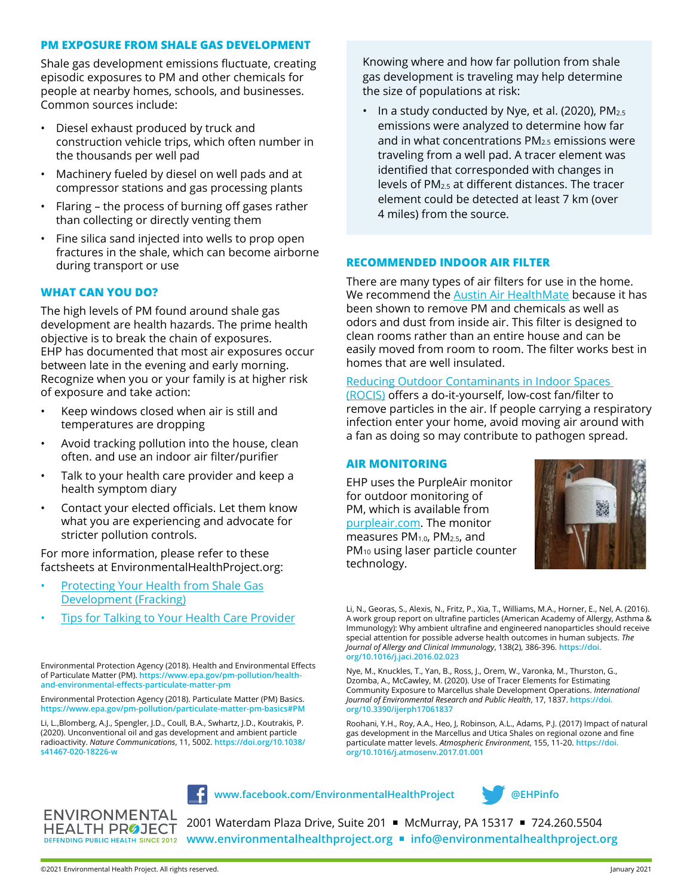## PM EXPOSURE FROM SHALE GAS DEVELOPMENT

Shale gas development emissions fluctuate, creating episodic exposures to PM and other chemicals for people at nearby homes, schools, and businesses. Common sources include:

- Diesel exhaust produced by truck and construction vehicle trips, which often number in the thousands per well pad
- Machinery fueled by diesel on well pads and at compressor stations and gas processing plants
- Flaring – the process of burning off gases rather than collecting or directly venting them
- Fine silica sand injected into wells to prop open fractures in the shale, which can become airborne during transport or use

## WHAT CAN YOU DO?

The high levels of PM found around shale gas development are health hazards. The prime health objective is to break the chain of exposures. EHP has documented that most air exposures occur between late in the evening and early morning. Recognize when you or your family is at higher risk of exposure and take action:

- Keep windows closed when air is still and temperatures are dropping
- Avoid tracking pollution into the house, clean often. and use an indoor air filter/purifier
- Talk to your health care provider and keep a health symptom diary
- Contact your elected officials. Let them know what you are experiencing and advocate for stricter pollution controls.

For more information, please refer to these factsheets at EnvironmentalHealthProject.org:

- Protecting Your Health from Shale Gas Development (Fracking)
- Tips for Talking to Your Health Care Provider

Knowing where and how far pollution from shale gas development is traveling may help determine the size of populations at risk:

- In a study conducted by Nye, et al. (2020), $PM_{2.5}$ emissions were analyzed to determine how far and in what concentrations $PM_{2.5}$ emissions were traveling from a well pad. A tracer element was identified that corresponded with changes in levels of $PM_{2.5}$ at different distances. The tracer element could be detected at least 7 km (over 4 miles) from the source.

## RECOMMENDED INDOOR AIR FILTER

There are many types of air filters for use in the home. We recommend the Austin Air HealthMate because it has been shown to remove PM and chemicals as well as odors and dust from inside air. This filter is designed to clean rooms rather than an entire house and can be easily moved from room to room. The filter works best in homes that are well insulated.

Reducing Outdoor Contaminants in Indoor Spaces (ROCIS) offers a do-it-yourself, low-cost fan/filter to remove particles in the air. If people carrying a respiratory infection enter your home, avoid moving air around with a fan as doing so may contribute to pathogen spread.

## AIR MONITORING

EHP uses the PurpleAir monitor for outdoor monitoring of PM, which is available from purpleair.com. The monitor measures $PM_{1.0}$, $PM_{2.5}$, and $PM_{10}$ using laser particle counter technology.

Environmental Protection Agency (2018). Health and Environmental Effects of Particulate Matter (PM). https://www.epa.gov/pm-pollution/health-and-environmental-effects-particulate-matter-pm

Environmental Protection Agency (2018). Particulate Matter (PM) Basics. https://www.epa.gov/pm-pollution/particulate-matter-pm-basics#PM

Li, L.,Blomberg, A.J., Spengler, J.D., Coull, B.A., Swhartz, J.D., Koutrakis, P. (2020). Unconventional oil and gas development and ambient particle radioactivity. *Nature Communications*, 11, 5002. https://doi.org/10.1038/s41467-020-18226-w

Li, N., Georas, S., Alexis, N., Fritz, P., Xia, T., Williams, M.A., Horner, E., Nel, A. (2016). A work group report on ultrafine particles (American Academy of Allergy, Asthma & Immunology): Why ambient ultrafine and engineered nanoparticles should receive special attention for possible adverse health outcomes in human subjects. *The Journal of Allergy and Clinical Immunology*, 138(2), 386-396. https://doi.org/10.1016/j.jaci.2016.02.023

Nye, M., Knuckles, T., Yan, B., Ross, J., Orem, W., Varonka, M., Thurston, G., Dzomba, A., McCawley, M. (2020). Use of Tracer Elements for Estimating Community Exposure to Marcellus shale Development Operations. *International Journal of Environmental Research and Public Health*, 17, 1837. https://doi.org/10.3390/ijerph17061837

Roohani, Y.H., Roy, A.A., Heo, J, Robinson, A.L., Adams, P.J. (2017) Impact of natural gas development in the Marcellus and Utica Shales on regional ozone and fine particulate matter levels. *Atmospheric Environment*, 155, 11-20. https://doi.org/10.1016/j.atmosenv.2017.01.001

www.facebook.com/EnvironmentalHealthProject @EHPinfo

ENVIRONMENTAL HEALTH PROJECT
DEFENDING PUBLIC HEALTH SINCE 2012

2001 Waterdam Plaza Drive, Suite 201 ▪ McMurray, PA 15317 ▪ 724.260.5504
www.environmentalhealthproject.org ▪ info@environmentalhealthproject.org

©2021 Environmental Health Project. All rights reserved. January 2021